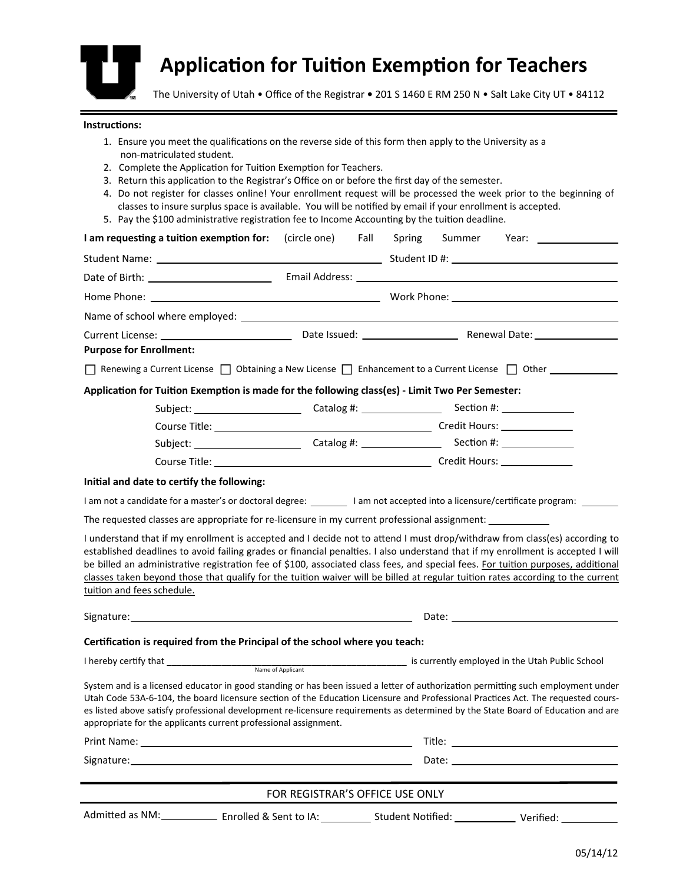# Application for Tuition Exemption for Teachers

The University of Utah • Office of the Registrar • 201 S 1460 E RM 250 N • Salt Lake City UT • 84112

**Instructions:**

1. Ensure you meet the qualifications on the reverse side of this form then apply to the University as a non-matriculated student.
2. Complete the Application for Tuition Exemption for Teachers.
3. Return this application to the Registrar's Office on or before the first day of the semester.
4. Do not register for classes online! Your enrollment request will be processed the week prior to the beginning of classes to insure surplus space is available. You will be notified by email if your enrollment is accepted.
5. Pay the $100 administrative registration fee to Income Accounting by the tuition deadline.

**I am requesting a tuition exemption for:** (circle one) Fall Spring Summer Year: ____________

Student Name: ______________________________ Student ID #: ______________________________

Date of Birth: ____________________ Email Address: ______________________________

Home Phone: ______________________________ Work Phone: ______________________________

Name of school where employed: ____________________________________________________

Current License: ____________________ Date Issued: ______________ Renewal Date: ______________

**Purpose for Enrollment:**

☐ Renewing a Current License ☐ Obtaining a New License ☐ Enhancement to a Current License ☐ Other ____________

**Application for Tuition Exemption is made for the following class(es) - Limit Two Per Semester:**

Subject: ______________ Catalog #: ______________ Section #: ______________

Course Title: ______________________________ Credit Hours: ______________

Subject: ______________ Catalog #: ______________ Section #: ______________

Course Title: ______________________________ Credit Hours: ______________

**Initial and date to certify the following:**

I am not a candidate for a master's or doctoral degree: ________ I am not accepted into a licensure/certificate program: ________

The requested classes are appropriate for re-licensure in my current professional assignment: ____________

I understand that if my enrollment is accepted and I decide not to attend I must drop/withdraw from class(es) according to established deadlines to avoid failing grades or financial penalties. I also understand that if my enrollment is accepted I will be billed an administrative registration fee of $100, associated class fees, and special fees. For tuition purposes, additional classes taken beyond those that qualify for the tuition waiver will be billed at regular tuition rates according to the current tuition and fees schedule.

Signature: ______________________________ Date: ______________________________

**Certification is required from the Principal of the school where you teach:**

I hereby certify that ______________________________ is currently employed in the Utah Public School
(Name of Applicant)

System and is a licensed educator in good standing or has been issued a letter of authorization permitting such employment under Utah Code 53A-6-104, the board licensure section of the Education Licensure and Professional Practices Act. The requested courses listed above satisfy professional development re-licensure requirements as determined by the State Board of Education and are appropriate for the applicants current professional assignment.

Print Name: ______________________________ Title: ______________________________

Signature: ______________________________ Date: ______________________________

FOR REGISTRAR'S OFFICE USE ONLY

Admitted as NM: __________ Enrolled & Sent to IA: __________ Student Notified: __________ Verified: __________

05/14/12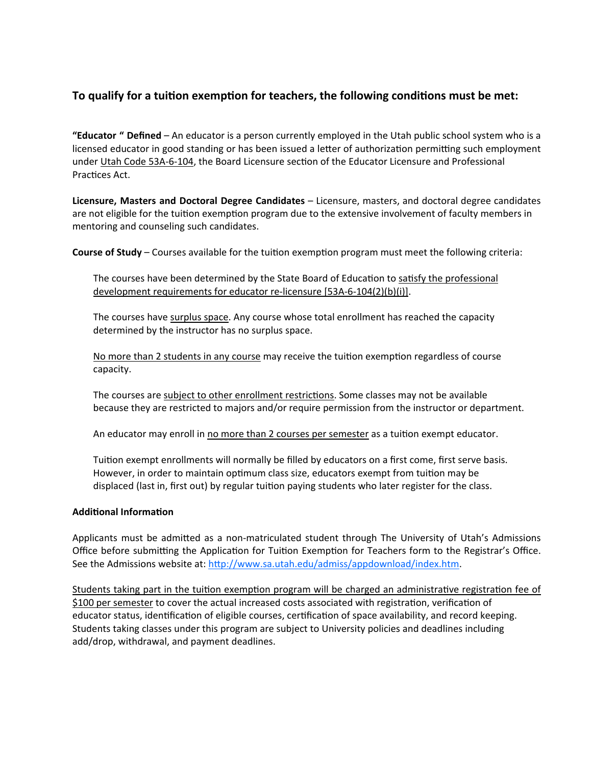## To qualify for a tuition exemption for teachers, the following conditions must be met:

**"Educator " Defined** – An educator is a person currently employed in the Utah public school system who is a licensed educator in good standing or has been issued a letter of authorization permitting such employment under Utah Code 53A-6-104, the Board Licensure section of the Educator Licensure and Professional Practices Act.

**Licensure, Masters and Doctoral Degree Candidates** – Licensure, masters, and doctoral degree candidates are not eligible for the tuition exemption program due to the extensive involvement of faculty members in mentoring and counseling such candidates.

**Course of Study** – Courses available for the tuition exemption program must meet the following criteria:

The courses have been determined by the State Board of Education to satisfy the professional development requirements for educator re-licensure [53A-6-104(2)(b)(i)].

The courses have surplus space. Any course whose total enrollment has reached the capacity determined by the instructor has no surplus space.

No more than 2 students in any course may receive the tuition exemption regardless of course capacity.

The courses are subject to other enrollment restrictions. Some classes may not be available because they are restricted to majors and/or require permission from the instructor or department.

An educator may enroll in no more than 2 courses per semester as a tuition exempt educator.

Tuition exempt enrollments will normally be filled by educators on a first come, first serve basis. However, in order to maintain optimum class size, educators exempt from tuition may be displaced (last in, first out) by regular tuition paying students who later register for the class.

**Additional Information**

Applicants must be admitted as a non-matriculated student through The University of Utah's Admissions Office before submitting the Application for Tuition Exemption for Teachers form to the Registrar's Office. See the Admissions website at: http://www.sa.utah.edu/admiss/appdownload/index.htm.

Students taking part in the tuition exemption program will be charged an administrative registration fee of $100 per semester to cover the actual increased costs associated with registration, verification of educator status, identification of eligible courses, certification of space availability, and record keeping. Students taking classes under this program are subject to University policies and deadlines including add/drop, withdrawal, and payment deadlines.